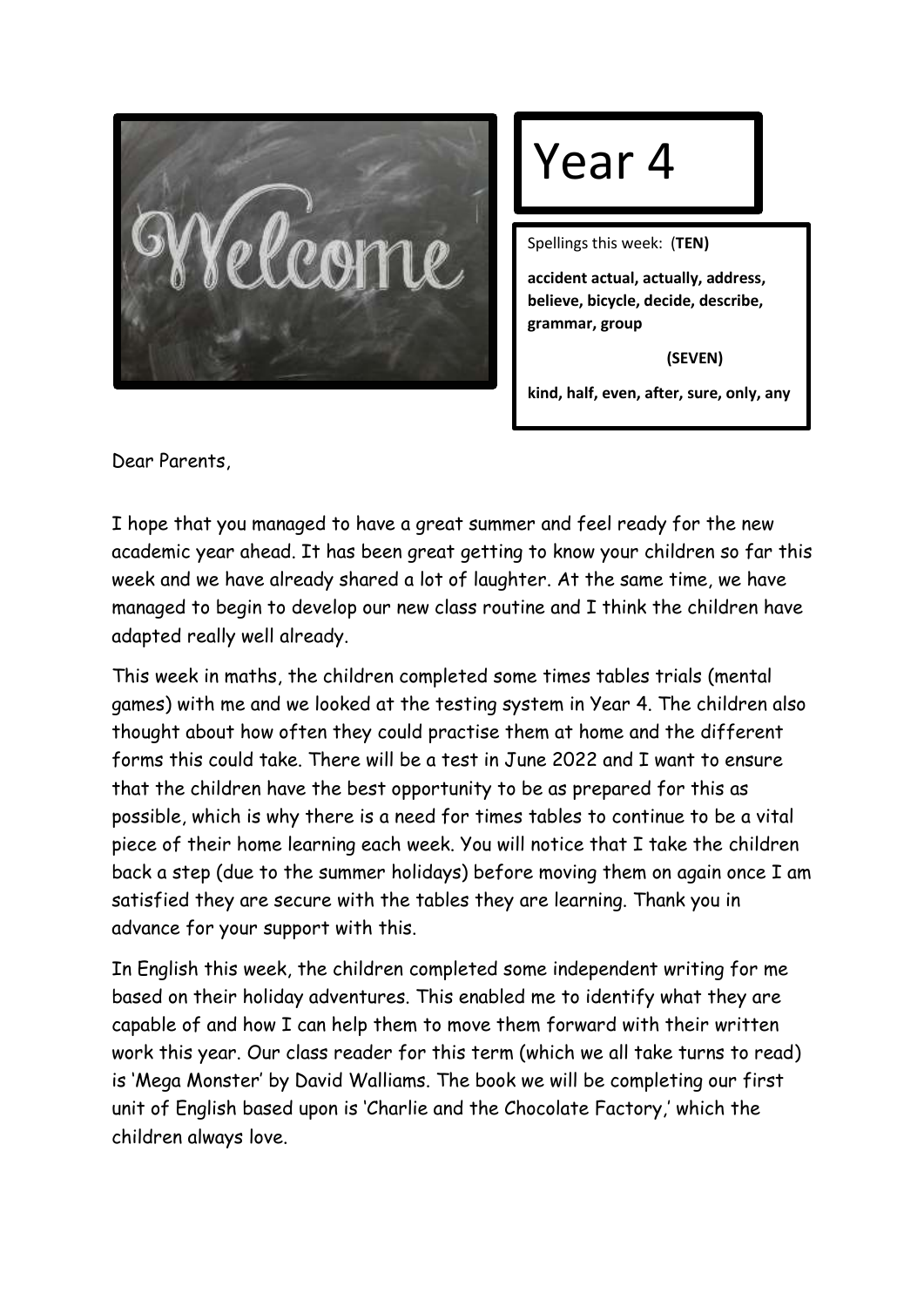# Year 4

Spellings this week: (**TEN)**

**accident actual, actually, address, believe, bicycle, decide, describe, grammar, group**

**(SEVEN)**

**kind, half, even, after, sure, only, any**

Dear Parents,

I hope that you managed to have a great summer and feel ready for the new academic year ahead. It has been great getting to know your children so far this week and we have already shared a lot of laughter. At the same time, we have managed to begin to develop our new class routine and I think the children have adapted really well already.

This week in maths, the children completed some times tables trials (mental games) with me and we looked at the testing system in Year 4. The children also thought about how often they could practise them at home and the different forms this could take. There will be a test in June 2022 and I want to ensure that the children have the best opportunity to be as prepared for this as possible, which is why there is a need for times tables to continue to be a vital piece of their home learning each week. You will notice that I take the children back a step (due to the summer holidays) before moving them on again once I am satisfied they are secure with the tables they are learning. Thank you in advance for your support with this.

In English this week, the children completed some independent writing for me based on their holiday adventures. This enabled me to identify what they are capable of and how I can help them to move them forward with their written work this year. Our class reader for this term (which we all take turns to read) is 'Mega Monster' by David Walliams. The book we will be completing our first unit of English based upon is 'Charlie and the Chocolate Factory,' which the children always love.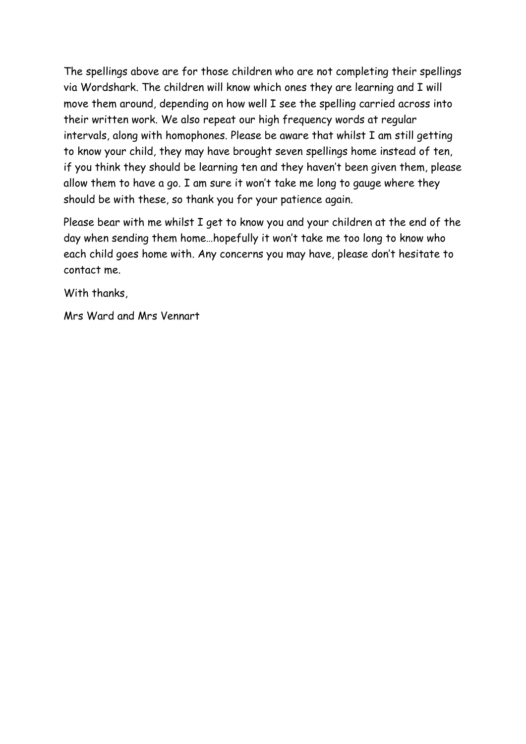The spellings above are for those children who are not completing their spellings via Wordshark. The children will know which ones they are learning and I will move them around, depending on how well I see the spelling carried across into their written work. We also repeat our high frequency words at regular intervals, along with homophones. Please be aware that whilst I am still getting to know your child, they may have brought seven spellings home instead of ten, if you think they should be learning ten and they haven't been given them, please allow them to have a go. I am sure it won't take me long to gauge where they should be with these, so thank you for your patience again.

Please bear with me whilst I get to know you and your children at the end of the day when sending them home…hopefully it won't take me too long to know who each child goes home with. Any concerns you may have, please don't hesitate to contact me.

With thanks,

Mrs Ward and Mrs Vennart